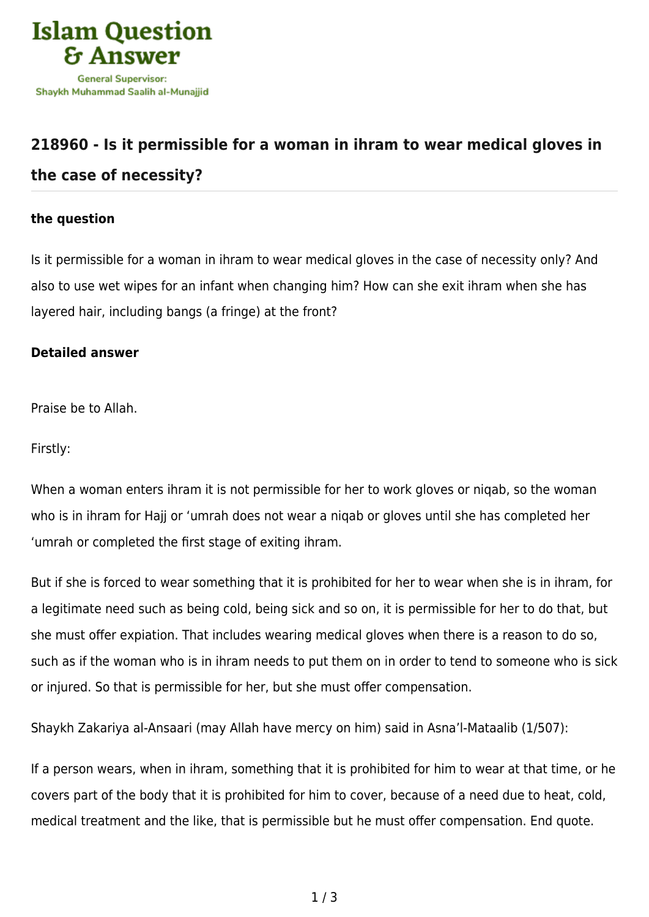# Islam Question & Answer

General Supervisor:
Shaykh Muhammad Saalih al-Munajjid

## 218960 - Is it permissible for a woman in ihram to wear medical gloves in the case of necessity?

### the question

Is it permissible for a woman in ihram to wear medical gloves in the case of necessity only? And also to use wet wipes for an infant when changing him? How can she exit ihram when she has layered hair, including bangs (a fringe) at the front?

### Detailed answer

Praise be to Allah.

Firstly:

When a woman enters ihram it is not permissible for her to work gloves or niqab, so the woman who is in ihram for Hajj or ‘umrah does not wear a niqab or gloves until she has completed her ‘umrah or completed the first stage of exiting ihram.

But if she is forced to wear something that it is prohibited for her to wear when she is in ihram, for a legitimate need such as being cold, being sick and so on, it is permissible for her to do that, but she must offer expiation. That includes wearing medical gloves when there is a reason to do so, such as if the woman who is in ihram needs to put them on in order to tend to someone who is sick or injured. So that is permissible for her, but she must offer compensation.

Shaykh Zakariya al-Ansaari (may Allah have mercy on him) said in Asna’l-Mataalib (1/507):

If a person wears, when in ihram, something that it is prohibited for him to wear at that time, or he covers part of the body that it is prohibited for him to cover, because of a need due to heat, cold, medical treatment and the like, that is permissible but he must offer compensation. End quote.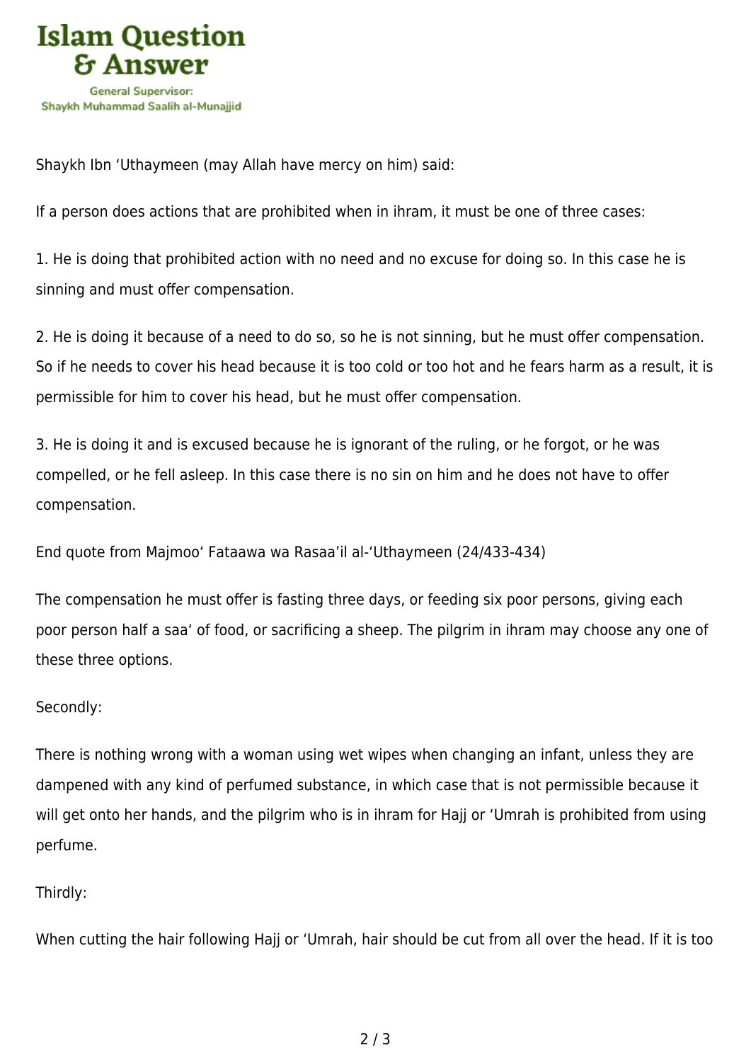Shaykh Ibn ‘Uthaymeen (may Allah have mercy on him) said:

If a person does actions that are prohibited when in ihram, it must be one of three cases:

1. He is doing that prohibited action with no need and no excuse for doing so. In this case he is sinning and must offer compensation.

2. He is doing it because of a need to do so, so he is not sinning, but he must offer compensation. So if he needs to cover his head because it is too cold or too hot and he fears harm as a result, it is permissible for him to cover his head, but he must offer compensation.

3. He is doing it and is excused because he is ignorant of the ruling, or he forgot, or he was compelled, or he fell asleep. In this case there is no sin on him and he does not have to offer compensation.

End quote from Majmoo‘ Fataawa wa Rasaa’il al-‘Uthaymeen (24/433-434)

The compensation he must offer is fasting three days, or feeding six poor persons, giving each poor person half a saa‘ of food, or sacrificing a sheep. The pilgrim in ihram may choose any one of these three options.

Secondly:

There is nothing wrong with a woman using wet wipes when changing an infant, unless they are dampened with any kind of perfumed substance, in which case that is not permissible because it will get onto her hands, and the pilgrim who is in ihram for Hajj or ‘Umrah is prohibited from using perfume.

Thirdly:

When cutting the hair following Hajj or ‘Umrah, hair should be cut from all over the head. If it is too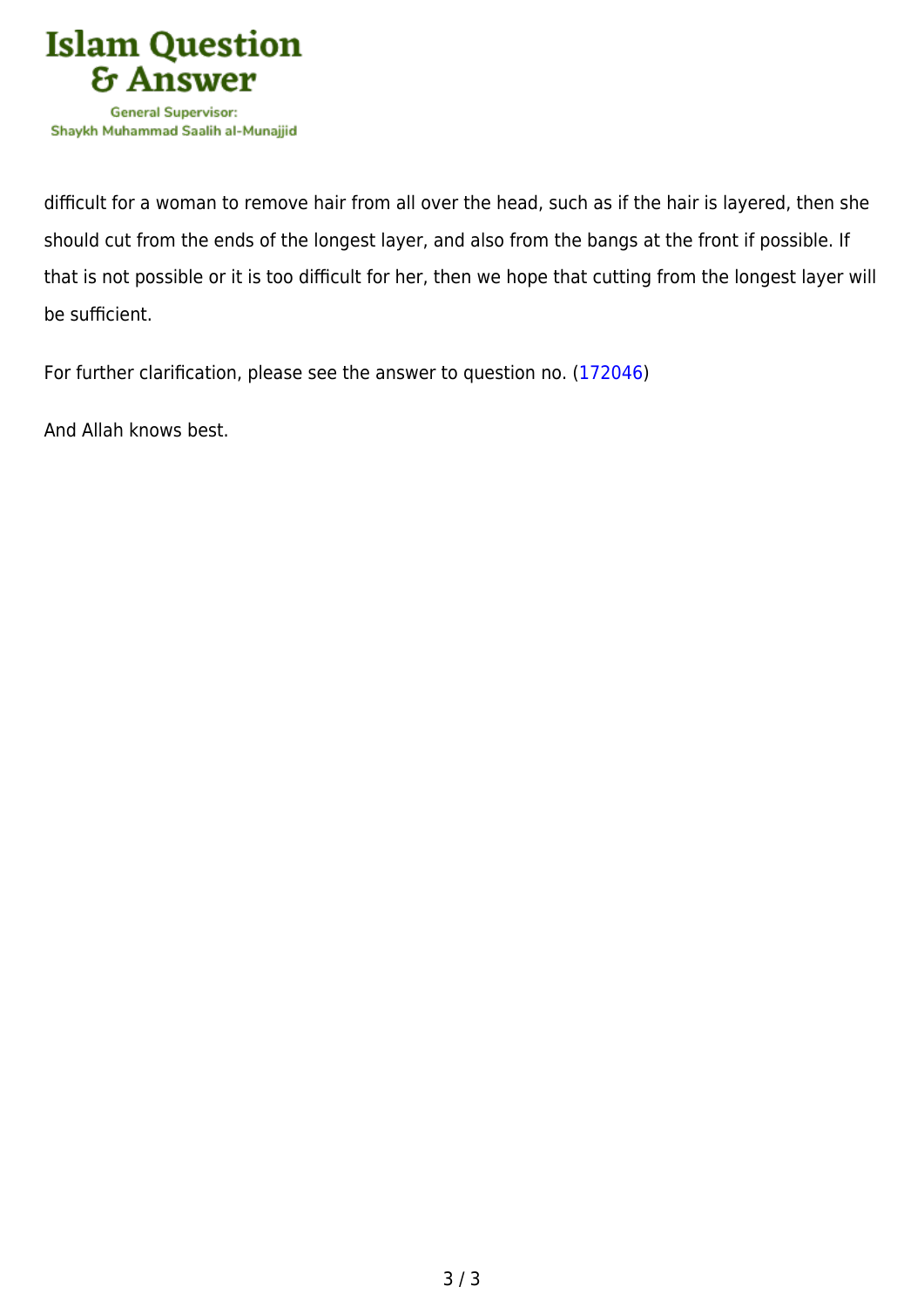difficult for a woman to remove hair from all over the head, such as if the hair is layered, then she should cut from the ends of the longest layer, and also from the bangs at the front if possible. If that is not possible or it is too difficult for her, then we hope that cutting from the longest layer will be sufficient.

For further clarification, please see the answer to question no. (172046)

And Allah knows best.